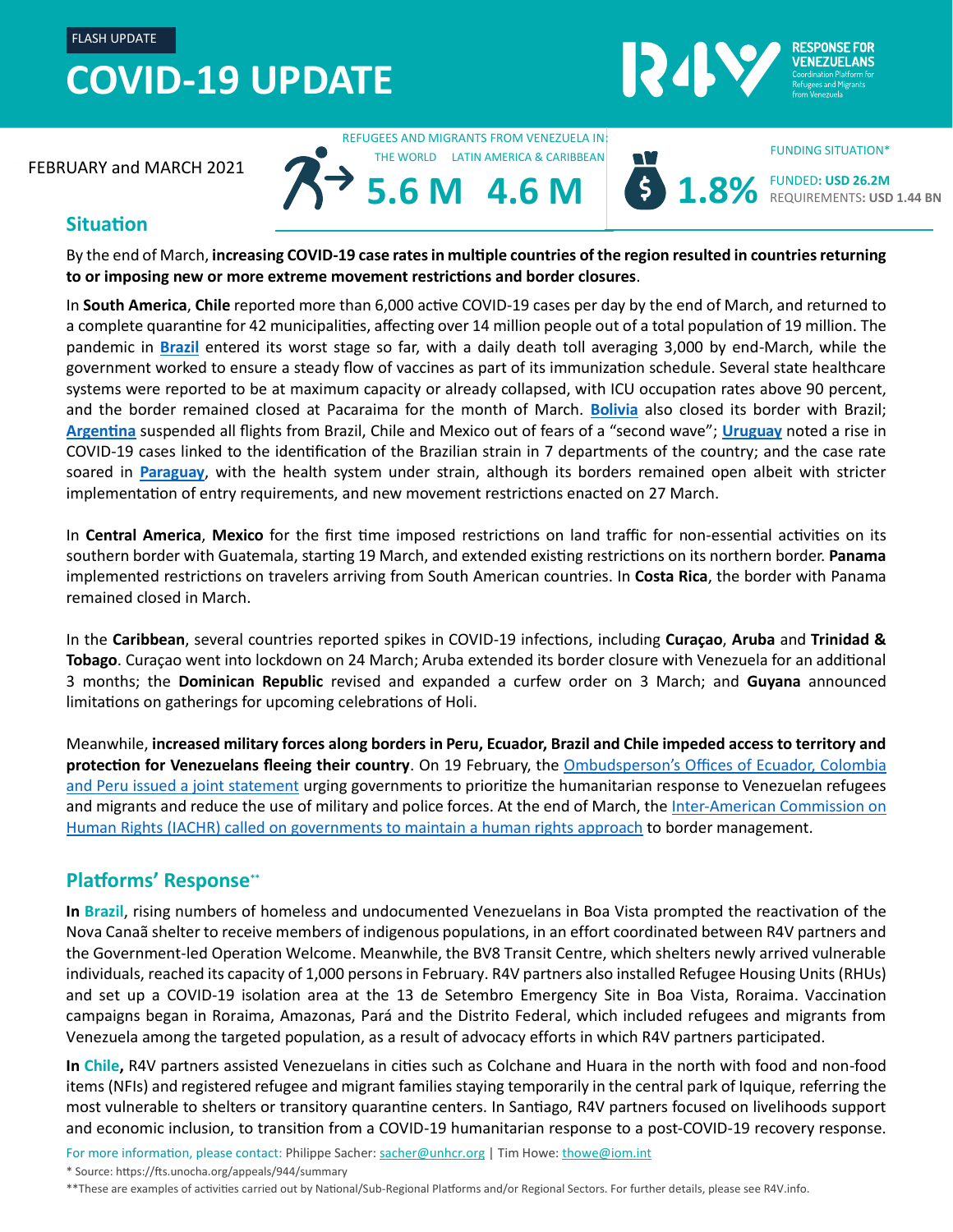FLASH UPDATE

# COVID-19 UPDATE

RESPONSE FOR VENEZUELANS
Coordination Platform for Refugees and Migrants from Venezuela

FEBRUARY and MARCH 2021

REFUGEES AND MIGRANTS FROM VENEZUELA IN:

| THE WORLD | LATIN AMERICA & CARIBBEAN |
|---|---|
| 5.6 M | 4.6 M |

FUNDING SITUATION*

**1.8%** FUNDED: **USD 26.2M** REQUIREMENTS: **USD 1.44 BN**

## Situation

By the end of March, **increasing COVID-19 case rates in multiple countries of the region resulted in countries returning to or imposing new or more extreme movement restrictions and border closures**.

In **South America**, **Chile** reported more than 6,000 active COVID-19 cases per day by the end of March, and returned to a complete quarantine for 42 municipalities, affecting over 14 million people out of a total population of 19 million. The pandemic in **Brazil** entered its worst stage so far, with a daily death toll averaging 3,000 by end-March, while the government worked to ensure a steady flow of vaccines as part of its immunization schedule. Several state healthcare systems were reported to be at maximum capacity or already collapsed, with ICU occupation rates above 90 percent, and the border remained closed at Pacaraima for the month of March. **Bolivia** also closed its border with Brazil; **Argentina** suspended all flights from Brazil, Chile and Mexico out of fears of a "second wave"; **Uruguay** noted a rise in COVID-19 cases linked to the identification of the Brazilian strain in 7 departments of the country; and the case rate soared in **Paraguay**, with the health system under strain, although its borders remained open albeit with stricter implementation of entry requirements, and new movement restrictions enacted on 27 March.

In **Central America**, **Mexico** for the first time imposed restrictions on land traffic for non-essential activities on its southern border with Guatemala, starting 19 March, and extended existing restrictions on its northern border. **Panama** implemented restrictions on travelers arriving from South American countries. In **Costa Rica**, the border with Panama remained closed in March.

In the **Caribbean**, several countries reported spikes in COVID-19 infections, including **Curaçao**, **Aruba** and **Trinidad & Tobago**. Curaçao went into lockdown on 24 March; Aruba extended its border closure with Venezuela for an additional 3 months; the **Dominican Republic** revised and expanded a curfew order on 3 March; and **Guyana** announced limitations on gatherings for upcoming celebrations of Holi.

Meanwhile, **increased military forces along borders in Peru, Ecuador, Brazil and Chile impeded access to territory and protection for Venezuelans fleeing their country**. On 19 February, the Ombudsperson's Offices of Ecuador, Colombia and Peru issued a joint statement urging governments to prioritize the humanitarian response to Venezuelan refugees and migrants and reduce the use of military and police forces. At the end of March, the Inter-American Commission on Human Rights (IACHR) called on governments to maintain a human rights approach to border management.

## Platforms' Response**

**In Brazil**, rising numbers of homeless and undocumented Venezuelans in Boa Vista prompted the reactivation of the Nova Canaã shelter to receive members of indigenous populations, in an effort coordinated between R4V partners and the Government-led Operation Welcome. Meanwhile, the BV8 Transit Centre, which shelters newly arrived vulnerable individuals, reached its capacity of 1,000 persons in February. R4V partners also installed Refugee Housing Units (RHUs) and set up a COVID-19 isolation area at the 13 de Setembro Emergency Site in Boa Vista, Roraima. Vaccination campaigns began in Roraima, Amazonas, Pará and the Distrito Federal, which included refugees and migrants from Venezuela among the targeted population, as a result of advocacy efforts in which R4V partners participated.

**In Chile,** R4V partners assisted Venezuelans in cities such as Colchane and Huara in the north with food and non-food items (NFIs) and registered refugee and migrant families staying temporarily in the central park of Iquique, referring the most vulnerable to shelters or transitory quarantine centers. In Santiago, R4V partners focused on livelihoods support and economic inclusion, to transition from a COVID-19 humanitarian response to a post-COVID-19 recovery response.

For more information, please contact: Philippe Sacher: sacher@unhcr.org | Tim Howe: thowe@iom.int

* Source: https://fts.unocha.org/appeals/944/summary

**These are examples of activities carried out by National/Sub-Regional Platforms and/or Regional Sectors. For further details, please see R4V.info.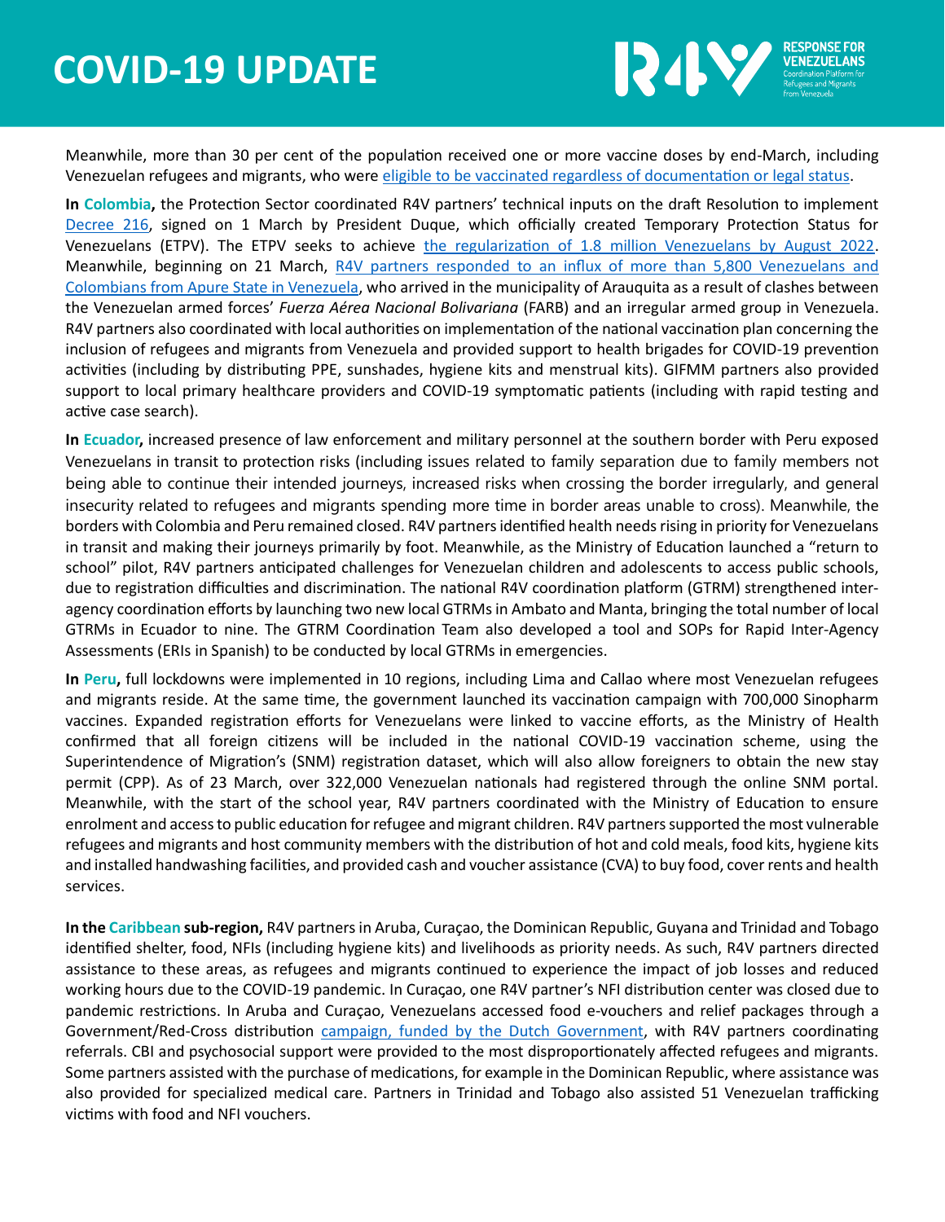Meanwhile, more than 30 per cent of the population received one or more vaccine doses by end-March, including Venezuelan refugees and migrants, who were eligible to be vaccinated regardless of documentation or legal status.

**In Colombia,** the Protection Sector coordinated R4V partners' technical inputs on the draft Resolution to implement Decree 216, signed on 1 March by President Duque, which officially created Temporary Protection Status for Venezuelans (ETPV). The ETPV seeks to achieve the regularization of 1.8 million Venezuelans by August 2022. Meanwhile, beginning on 21 March, R4V partners responded to an influx of more than 5,800 Venezuelans and Colombians from Apure State in Venezuela, who arrived in the municipality of Arauquita as a result of clashes between the Venezuelan armed forces' *Fuerza Aérea Nacional Bolivariana* (FARB) and an irregular armed group in Venezuela. R4V partners also coordinated with local authorities on implementation of the national vaccination plan concerning the inclusion of refugees and migrants from Venezuela and provided support to health brigades for COVID-19 prevention activities (including by distributing PPE, sunshades, hygiene kits and menstrual kits). GIFMM partners also provided support to local primary healthcare providers and COVID-19 symptomatic patients (including with rapid testing and active case search).

**In Ecuador,** increased presence of law enforcement and military personnel at the southern border with Peru exposed Venezuelans in transit to protection risks (including issues related to family separation due to family members not being able to continue their intended journeys, increased risks when crossing the border irregularly, and general insecurity related to refugees and migrants spending more time in border areas unable to cross). Meanwhile, the borders with Colombia and Peru remained closed. R4V partners identified health needs rising in priority for Venezuelans in transit and making their journeys primarily by foot. Meanwhile, as the Ministry of Education launched a "return to school" pilot, R4V partners anticipated challenges for Venezuelan children and adolescents to access public schools, due to registration difficulties and discrimination. The national R4V coordination platform (GTRM) strengthened inter-agency coordination efforts by launching two new local GTRMs in Ambato and Manta, bringing the total number of local GTRMs in Ecuador to nine. The GTRM Coordination Team also developed a tool and SOPs for Rapid Inter-Agency Assessments (ERIs in Spanish) to be conducted by local GTRMs in emergencies.

**In Peru,** full lockdowns were implemented in 10 regions, including Lima and Callao where most Venezuelan refugees and migrants reside. At the same time, the government launched its vaccination campaign with 700,000 Sinopharm vaccines. Expanded registration efforts for Venezuelans were linked to vaccine efforts, as the Ministry of Health confirmed that all foreign citizens will be included in the national COVID-19 vaccination scheme, using the Superintendence of Migration's (SNM) registration dataset, which will also allow foreigners to obtain the new stay permit (CPP). As of 23 March, over 322,000 Venezuelan nationals had registered through the online SNM portal. Meanwhile, with the start of the school year, R4V partners coordinated with the Ministry of Education to ensure enrolment and access to public education for refugee and migrant children. R4V partners supported the most vulnerable refugees and migrants and host community members with the distribution of hot and cold meals, food kits, hygiene kits and installed handwashing facilities, and provided cash and voucher assistance (CVA) to buy food, cover rents and health services.

**In the Caribbean sub-region,** R4V partners in Aruba, Curaçao, the Dominican Republic, Guyana and Trinidad and Tobago identified shelter, food, NFIs (including hygiene kits) and livelihoods as priority needs. As such, R4V partners directed assistance to these areas, as refugees and migrants continued to experience the impact of job losses and reduced working hours due to the COVID-19 pandemic. In Curaçao, one R4V partner's NFI distribution center was closed due to pandemic restrictions. In Aruba and Curaçao, Venezuelans accessed food e-vouchers and relief packages through a Government/Red-Cross distribution campaign, funded by the Dutch Government, with R4V partners coordinating referrals. CBI and psychosocial support were provided to the most disproportionately affected refugees and migrants. Some partners assisted with the purchase of medications, for example in the Dominican Republic, where assistance was also provided for specialized medical care. Partners in Trinidad and Tobago also assisted 51 Venezuelan trafficking victims with food and NFI vouchers.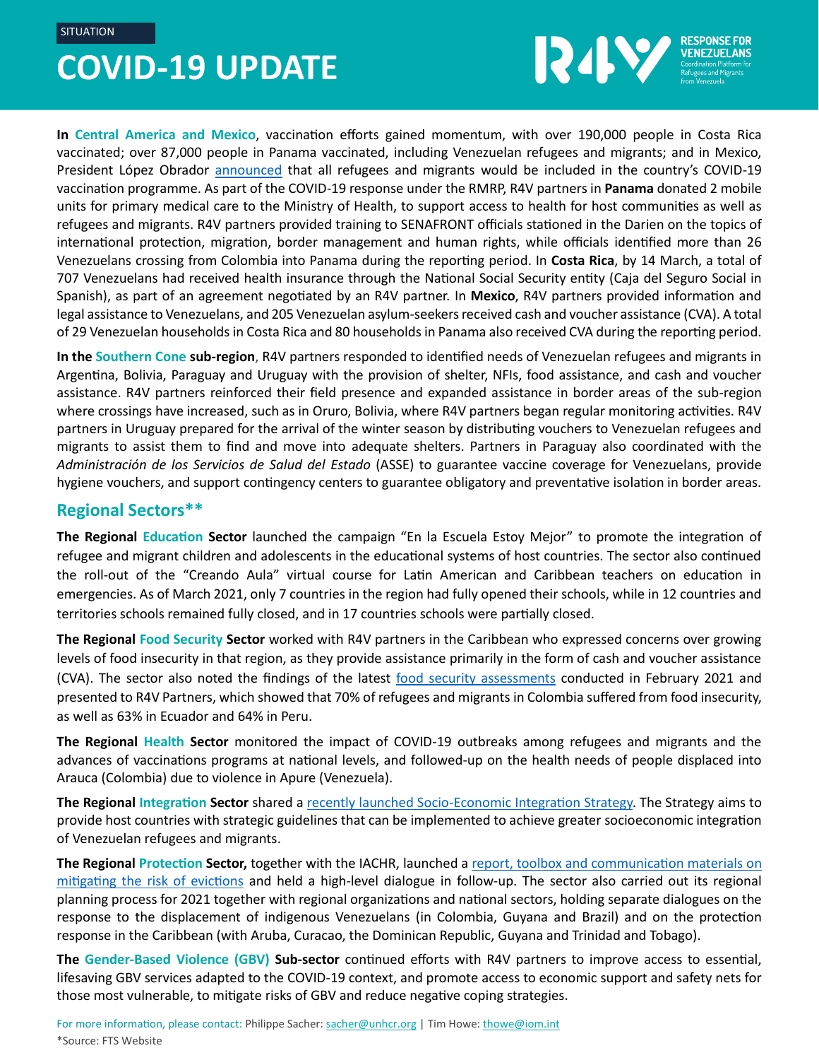In **Central America and Mexico**, vaccination efforts gained momentum, with over 190,000 people in Costa Rica vaccinated; over 87,000 people in Panama vaccinated, including Venezuelan refugees and migrants; and in Mexico, President López Obrador announced that all refugees and migrants would be included in the country's COVID-19 vaccination programme. As part of the COVID-19 response under the RMRP, R4V partners in **Panama** donated 2 mobile units for primary medical care to the Ministry of Health, to support access to health for host communities as well as refugees and migrants. R4V partners provided training to SENAFRONT officials stationed in the Darien on the topics of international protection, migration, border management and human rights, while officials identified more than 26 Venezuelans crossing from Colombia into Panama during the reporting period. In **Costa Rica**, by 14 March, a total of 707 Venezuelans had received health insurance through the National Social Security entity (Caja del Seguro Social in Spanish), as part of an agreement negotiated by an R4V partner. In **Mexico**, R4V partners provided information and legal assistance to Venezuelans, and 205 Venezuelan asylum-seekers received cash and voucher assistance (CVA). A total of 29 Venezuelan households in Costa Rica and 80 households in Panama also received CVA during the reporting period.

**In the Southern Cone sub-region**, R4V partners responded to identified needs of Venezuelan refugees and migrants in Argentina, Bolivia, Paraguay and Uruguay with the provision of shelter, NFIs, food assistance, and cash and voucher assistance. R4V partners reinforced their field presence and expanded assistance in border areas of the sub-region where crossings have increased, such as in Oruro, Bolivia, where R4V partners began regular monitoring activities. R4V partners in Uruguay prepared for the arrival of the winter season by distributing vouchers to Venezuelan refugees and migrants to assist them to find and move into adequate shelters. Partners in Paraguay also coordinated with the *Administración de los Servicios de Salud del Estado* (ASSE) to guarantee vaccine coverage for Venezuelans, provide hygiene vouchers, and support contingency centers to guarantee obligatory and preventative isolation in border areas.

## Regional Sectors**

**The Regional Education Sector** launched the campaign "En la Escuela Estoy Mejor" to promote the integration of refugee and migrant children and adolescents in the educational systems of host countries. The sector also continued the roll-out of the "Creando Aula" virtual course for Latin American and Caribbean teachers on education in emergencies. As of March 2021, only 7 countries in the region had fully opened their schools, while in 12 countries and territories schools remained fully closed, and in 17 countries schools were partially closed.

**The Regional Food Security Sector** worked with R4V partners in the Caribbean who expressed concerns over growing levels of food insecurity in that region, as they provide assistance primarily in the form of cash and voucher assistance (CVA). The sector also noted the findings of the latest food security assessments conducted in February 2021 and presented to R4V Partners, which showed that 70% of refugees and migrants in Colombia suffered from food insecurity, as well as 63% in Ecuador and 64% in Peru.

**The Regional Health Sector** monitored the impact of COVID-19 outbreaks among refugees and migrants and the advances of vaccinations programs at national levels, and followed-up on the health needs of people displaced into Arauca (Colombia) due to violence in Apure (Venezuela).

**The Regional Integration Sector** shared a recently launched Socio-Economic Integration Strategy. The Strategy aims to provide host countries with strategic guidelines that can be implemented to achieve greater socioeconomic integration of Venezuelan refugees and migrants.

**The Regional Protection Sector,** together with the IACHR, launched a report, toolbox and communication materials on mitigating the risk of evictions and held a high-level dialogue in follow-up. The sector also carried out its regional planning process for 2021 together with regional organizations and national sectors, holding separate dialogues on the response to the displacement of indigenous Venezuelans (in Colombia, Guyana and Brazil) and on the protection response in the Caribbean (with Aruba, Curacao, the Dominican Republic, Guyana and Trinidad and Tobago).

**The Gender-Based Violence (GBV) Sub-sector** continued efforts with R4V partners to improve access to essential, lifesaving GBV services adapted to the COVID-19 context, and promote access to economic support and safety nets for those most vulnerable, to mitigate risks of GBV and reduce negative coping strategies.

For more information, please contact: Philippe Sacher: sacher@unhcr.org | Tim Howe: thowe@iom.int

*Source: FTS Website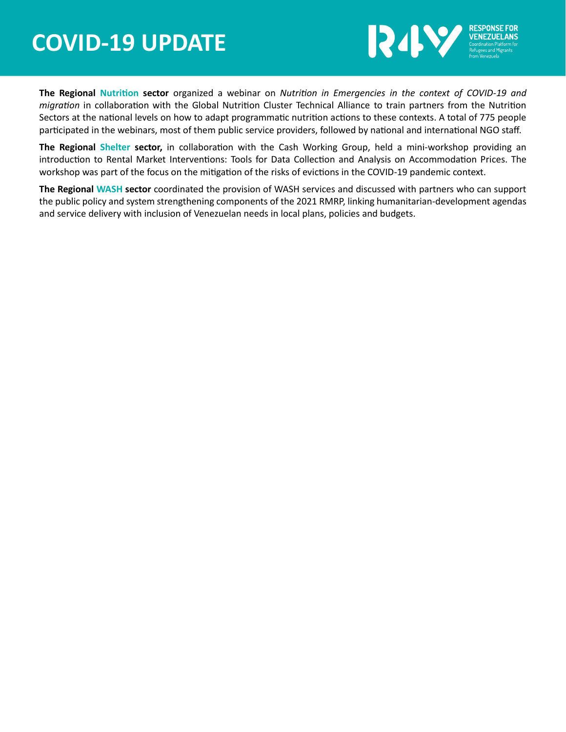**The Regional Nutrition sector** organized a webinar on *Nutrition in Emergencies in the context of COVID-19 and migration* in collaboration with the Global Nutrition Cluster Technical Alliance to train partners from the Nutrition Sectors at the national levels on how to adapt programmatic nutrition actions to these contexts. A total of 775 people participated in the webinars, most of them public service providers, followed by national and international NGO staff.

**The Regional Shelter sector,** in collaboration with the Cash Working Group, held a mini-workshop providing an introduction to Rental Market Interventions: Tools for Data Collection and Analysis on Accommodation Prices. The workshop was part of the focus on the mitigation of the risks of evictions in the COVID-19 pandemic context.

**The Regional WASH sector** coordinated the provision of WASH services and discussed with partners who can support the public policy and system strengthening components of the 2021 RMRP, linking humanitarian-development agendas and service delivery with inclusion of Venezuelan needs in local plans, policies and budgets.